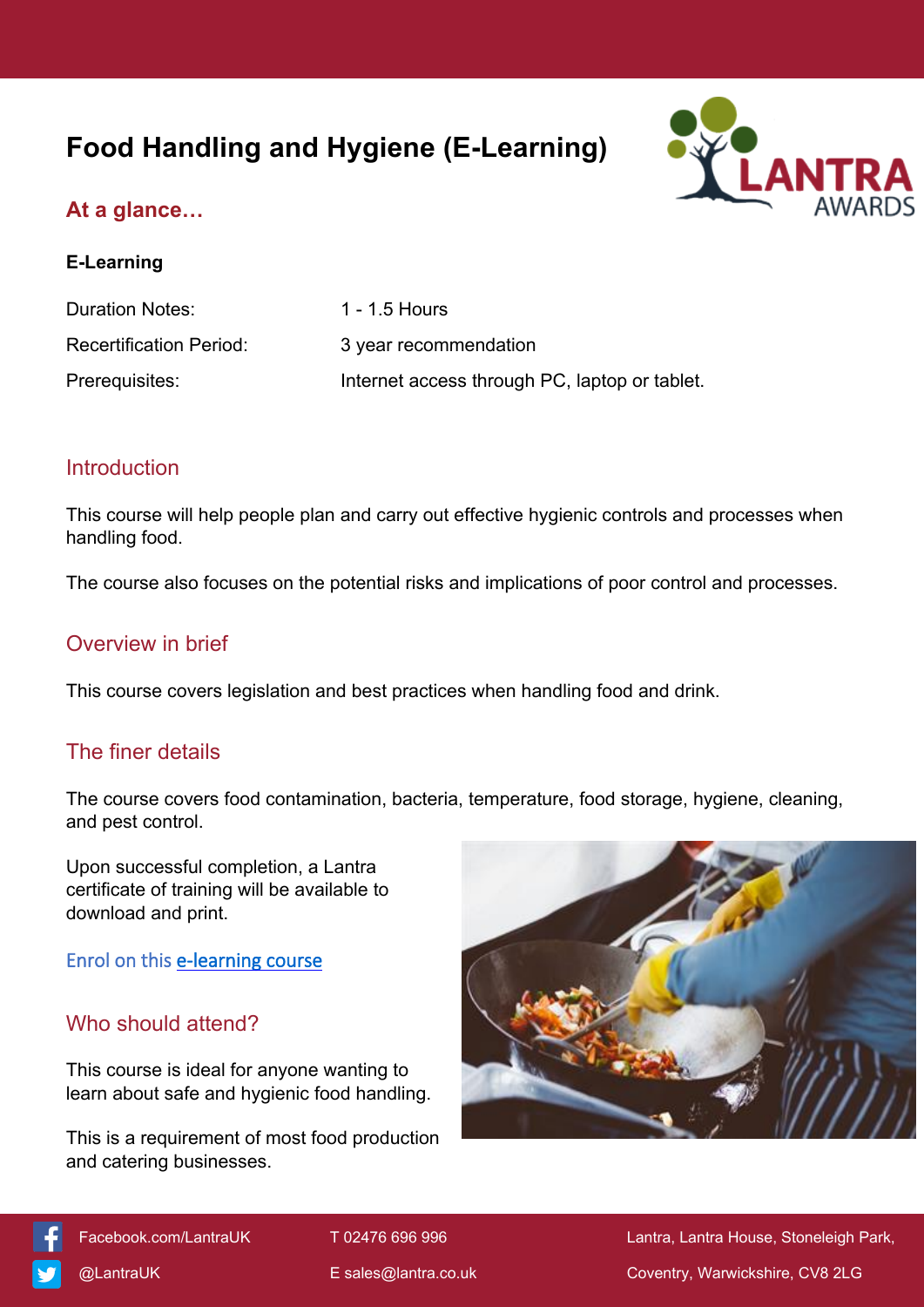# Food Handling and Hygiene (E-Learning)

## At a glance…

**E-Learning**

| | |
|---|---|
| Duration Notes: | 1 - 1.5 Hours |
| Recertification Period: | 3 year recommendation |
| Prerequisites: | Internet access through PC, laptop or tablet. |

## Introduction

This course will help people plan and carry out effective hygienic controls and processes when handling food.

The course also focuses on the potential risks and implications of poor control and processes.

## Overview in brief

This course covers legislation and best practices when handling food and drink.

## The finer details

The course covers food contamination, bacteria, temperature, food storage, hygiene, cleaning, and pest control.

Upon successful completion, a Lantra certificate of training will be available to download and print.

Enrol on this e-learning course

## Who should attend?

This course is ideal for anyone wanting to learn about safe and hygienic food handling.

This is a requirement of most food production and catering businesses.

Facebook.com/LantraUK
@LantraUK
T 02476 696 996
E sales@lantra.co.uk
Lantra, Lantra House, Stoneleigh Park, Coventry, Warwickshire, CV8 2LG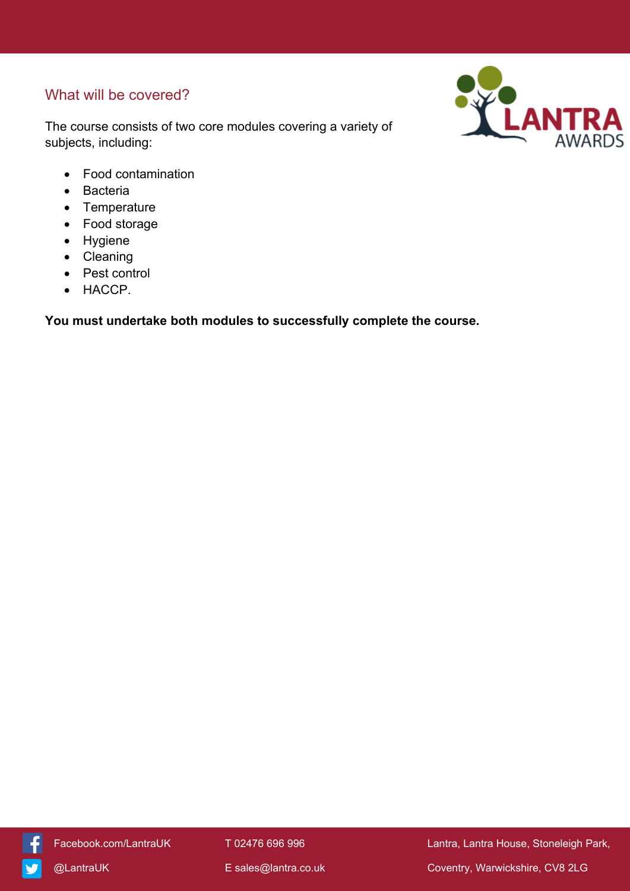## What will be covered?

The course consists of two core modules covering a variety of subjects, including:

- Food contamination
- Bacteria
- Temperature
- Food storage
- Hygiene
- Cleaning
- Pest control
- HACCP.

**You must undertake both modules to successfully complete the course.**

Facebook.com/LantraUK

@LantraUK

T 02476 696 996

E sales@lantra.co.uk

Lantra, Lantra House, Stoneleigh Park, Coventry, Warwickshire, CV8 2LG